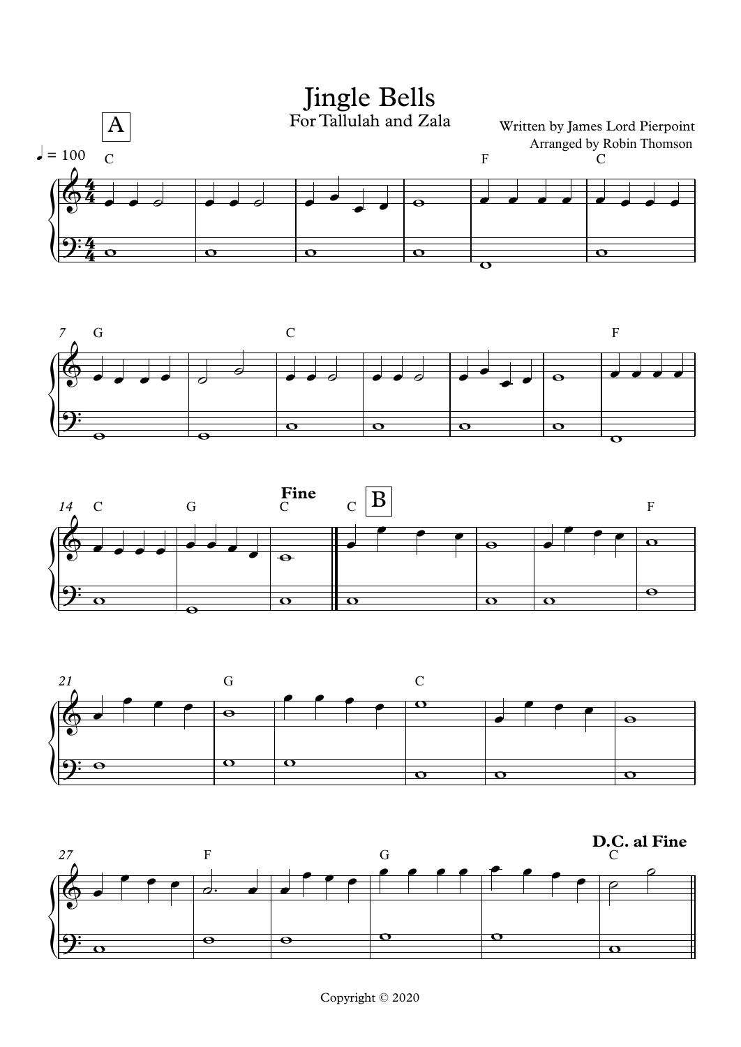# Jingle Bells

For Tallulah and Zala

Written by James Lord Pierpoint
Arranged by Robin Thomson

Copyright © 2020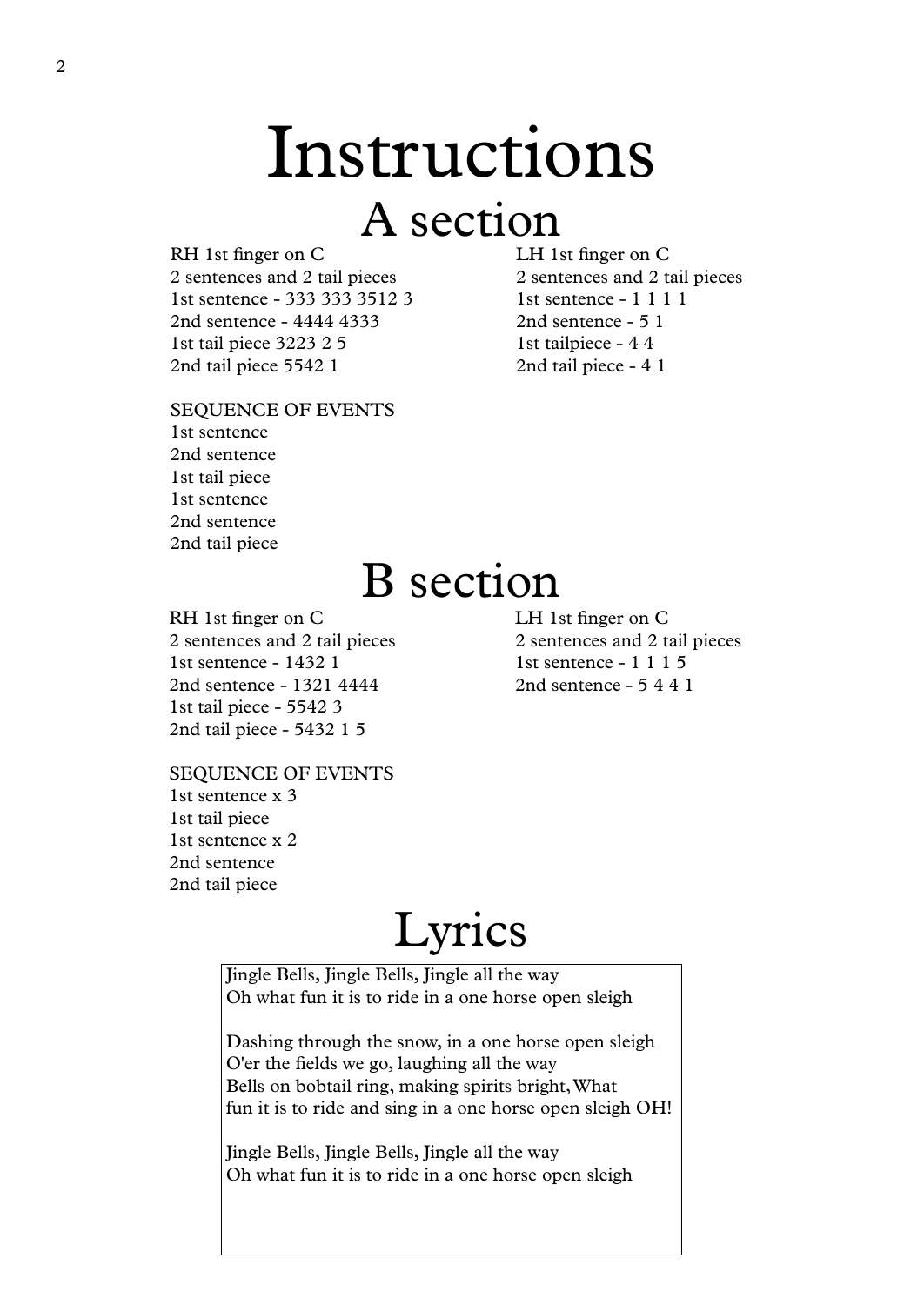# Instructions

## A section

RH 1st finger on C
2 sentences and 2 tail pieces
1st sentence - 333 333 3512 3
2nd sentence - 4444 4333
1st tail piece 3223 2 5
2nd tail piece 5542 1

LH 1st finger on C
2 sentences and 2 tail pieces
1st sentence - 1 1 1 1
2nd sentence - 5 1
1st tailpiece - 4 4
2nd tail piece - 4 1

SEQUENCE OF EVENTS
1st sentence
2nd sentence
1st tail piece
1st sentence
2nd sentence
2nd tail piece

## B section

RH 1st finger on C
2 sentences and 2 tail pieces
1st sentence - 1432 1
2nd sentence - 1321 4444
1st tail piece - 5542 3
2nd tail piece - 5432 1 5

LH 1st finger on C
2 sentences and 2 tail pieces
1st sentence - 1 1 1 5
2nd sentence - 5 4 4 1

SEQUENCE OF EVENTS
1st sentence x 3
1st tail piece
1st sentence x 2
2nd sentence
2nd tail piece

# Lyrics

Jingle Bells, Jingle Bells, Jingle all the way
Oh what fun it is to ride in a one horse open sleigh

Dashing through the snow, in a one horse open sleigh
O'er the fields we go, laughing all the way
Bells on bobtail ring, making spirits bright, What
fun it is to ride and sing in a one horse open sleigh OH!

Jingle Bells, Jingle Bells, Jingle all the way
Oh what fun it is to ride in a one horse open sleigh